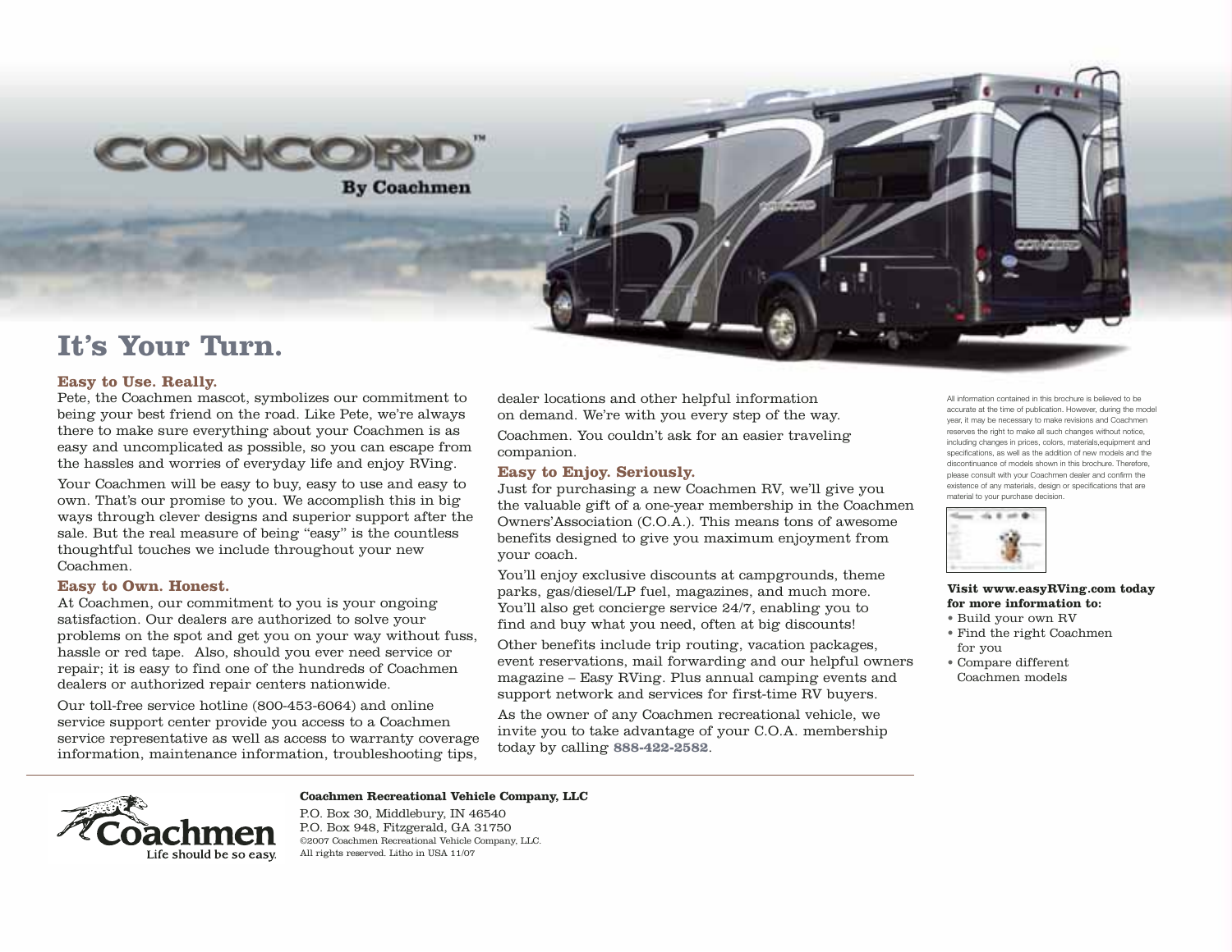# CONCORD™

**By Coachmen**

## It's Your Turn.

### Easy to Use. Really.

Pete, the Coachmen mascot, symbolizes our commitment to being your best friend on the road. Like Pete, we're always there to make sure everything about your Coachmen is as easy and uncomplicated as possible, so you can escape from the hassles and worries of everyday life and enjoy RVing.

Your Coachmen will be easy to buy, easy to use and easy to own. That's our promise to you. We accomplish this in big ways through clever designs and superior support after the sale. But the real measure of being "easy" is the countless thoughtful touches we include throughout your new Coachmen.

### Easy to Own. Honest.

At Coachmen, our commitment to you is your ongoing satisfaction. Our dealers are authorized to solve your problems on the spot and get you on your way without fuss, hassle or red tape. Also, should you ever need service or repair; it is easy to find one of the hundreds of Coachmen dealers or authorized repair centers nationwide.

Our toll-free service hotline (800-453-6064) and online service support center provide you access to a Coachmen service representative as well as access to warranty coverage information, maintenance information, troubleshooting tips, dealer locations and other helpful information on demand. We're with you every step of the way.

Coachmen. You couldn't ask for an easier traveling companion.

### Easy to Enjoy. Seriously.

Just for purchasing a new Coachmen RV, we'll give you the valuable gift of a one-year membership in the Coachmen Owners'Association (C.O.A.). This means tons of awesome benefits designed to give you maximum enjoyment from your coach.

You'll enjoy exclusive discounts at campgrounds, theme parks, gas/diesel/LP fuel, magazines, and much more. You'll also get concierge service 24/7, enabling you to find and buy what you need, often at big discounts!

Other benefits include trip routing, vacation packages, event reservations, mail forwarding and our helpful owners magazine – Easy RVing. Plus annual camping events and support network and services for first-time RV buyers.

As the owner of any Coachmen recreational vehicle, we invite you to take advantage of your C.O.A. membership today by calling **888-422-2582**.

All information contained in this brochure is believed to be accurate at the time of publication. However, during the model year, it may be necessary to make revisions and Coachmen reserves the right to make all such changes without notice, including changes in prices, colors, materials,equipment and specifications, as well as the addition of new models and the discontinuance of models shown in this brochure. Therefore, please consult with your Coachmen dealer and confirm the existence of any materials, design or specifications that are material to your purchase decision.

**Visit www.easyRVing.com today for more information to:**

- Build your own RV
- Find the right Coachmen for you
- Compare different Coachmen models

Coachmen — Life should be so easy.

**Coachmen Recreational Vehicle Company, LLC**

P.O. Box 30, Middlebury, IN 46540
P.O. Box 948, Fitzgerald, GA 31750
©2007 Coachmen Recreational Vehicle Company, LLC.
All rights reserved. Litho in USA 11/07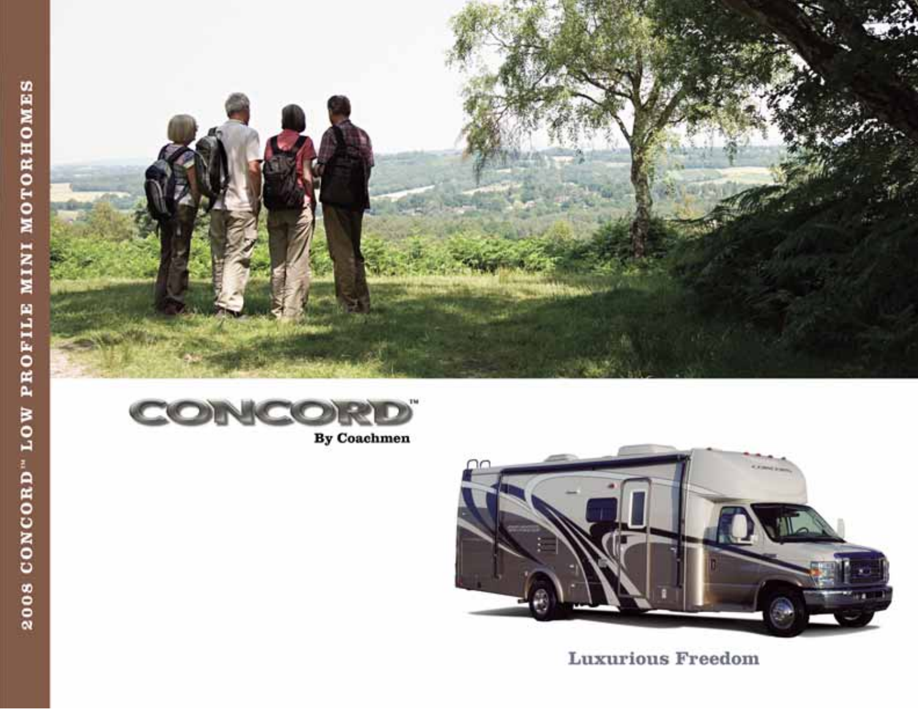2008 CONCORD™ LOW PROFILE MINI MOTORHOMES

# CONCORD™

By Coachmen

Luxurious Freedom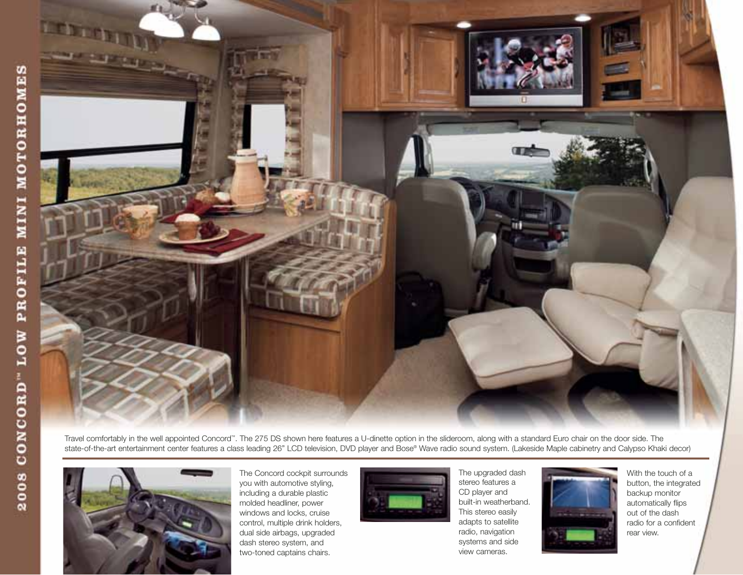Travel comfortably in the well appointed Concord™. The 275 DS shown here features a U-dinette option in the slideroom, along with a standard Euro chair on the door side. The state-of-the-art entertainment center features a class leading 26" LCD television, DVD player and Bose® Wave radio sound system. (Lakeside Maple cabinetry and Calypso Khaki decor)

The Concord cockpit surrounds you with automotive styling, including a durable plastic molded headliner, power windows and locks, cruise control, multiple drink holders, dual side airbags, upgraded dash stereo system, and two-toned captains chairs.

The upgraded dash stereo features a CD player and built-in weatherband. This stereo easily adapts to satellite radio, navigation systems and side view cameras.

With the touch of a button, the integrated backup monitor automatically flips out of the dash radio for a confident rear view.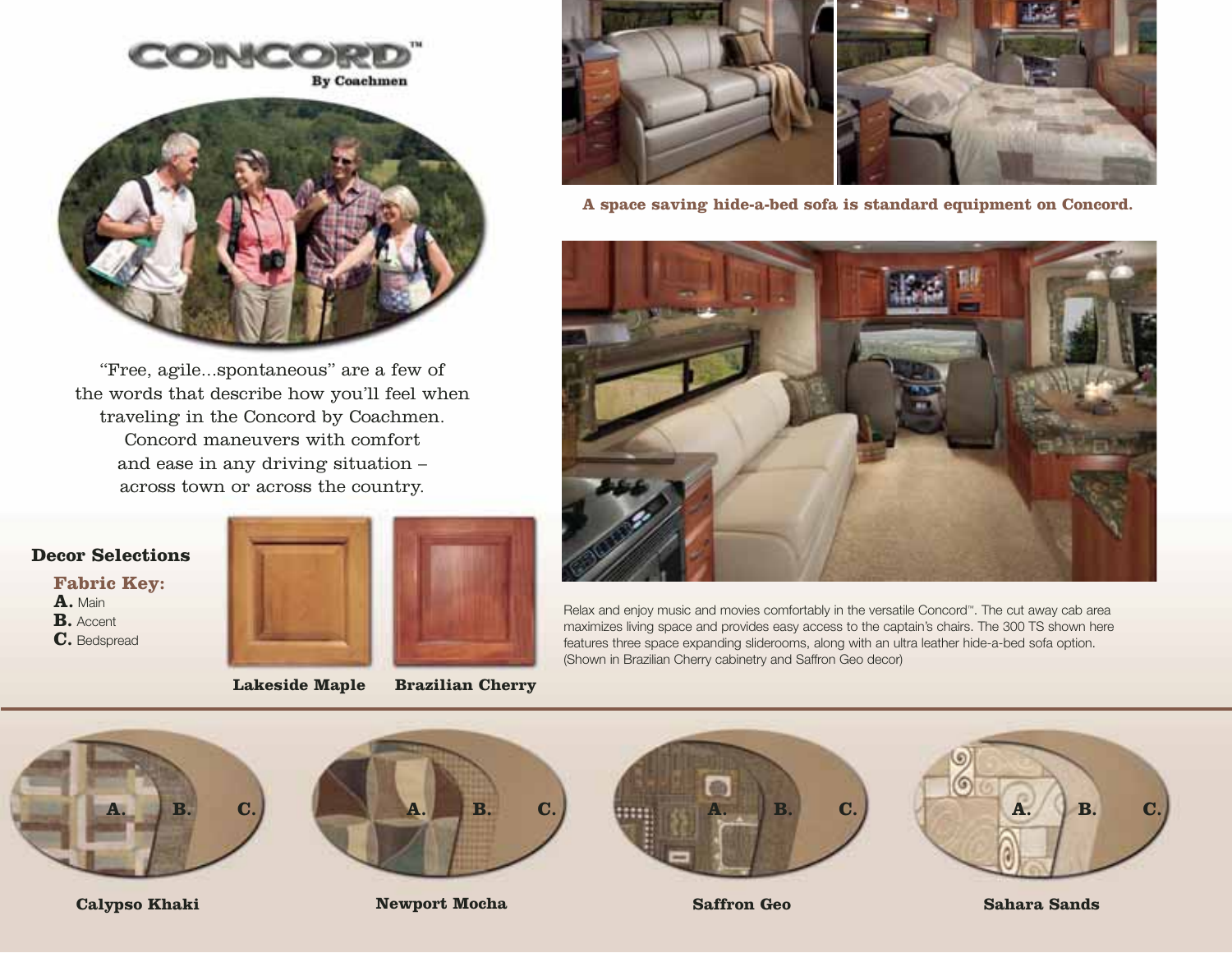# CONCORD™

By Coachmen

"Free, agile...spontaneous" are a few of the words that describe how you'll feel when traveling in the Concord by Coachmen. Concord maneuvers with comfort and ease in any driving situation – across town or across the country.

**A space saving hide-a-bed sofa is standard equipment on Concord.**

Relax and enjoy music and movies comfortably in the versatile Concord™. The cut away cab area maximizes living space and provides easy access to the captain's chairs. The 300 TS shown here features three space expanding sliderooms, along with an ultra leather hide-a-bed sofa option. (Shown in Brazilian Cherry cabinetry and Saffron Geo decor)

## Decor Selections

**Fabric Key:**

- **A.** Main
- **B.** Accent
- **C.** Bedspread

**Lakeside Maple**

**Brazilian Cherry**

A. B. C.

**Calypso Khaki**

A. B. C.

**Newport Mocha**

A. B. C.

**Saffron Geo**

A. B. C.

**Sahara Sands**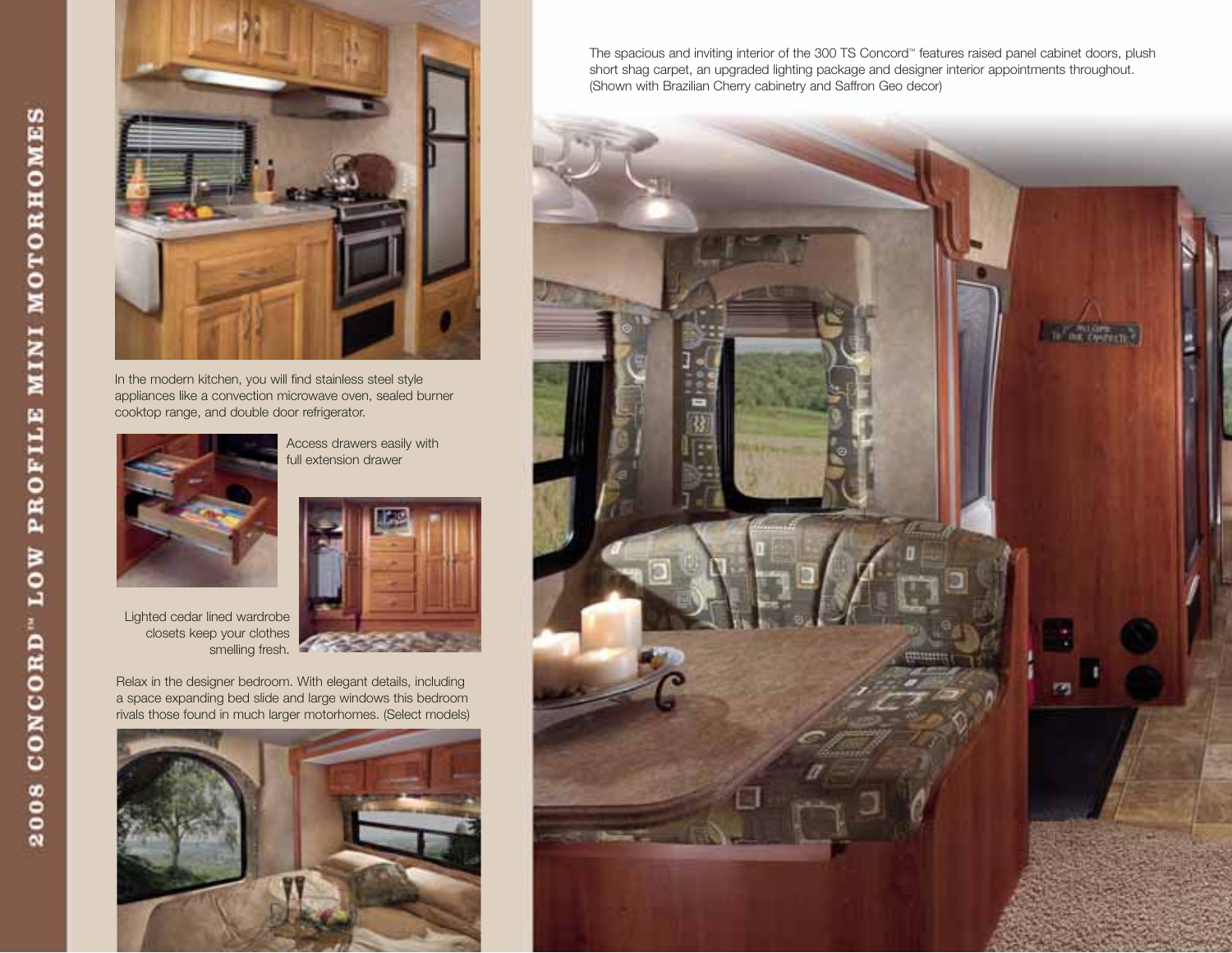In the modern kitchen, you will find stainless steel style appliances like a convection microwave oven, sealed burner cooktop range, and double door refrigerator.

Access drawers easily with full extension drawer

Lighted cedar lined wardrobe closets keep your clothes smelling fresh.

Relax in the designer bedroom. With elegant details, including a space expanding bed slide and large windows this bedroom rivals those found in much larger motorhomes. (Select models)

The spacious and inviting interior of the 300 TS Concord™ features raised panel cabinet doors, plush short shag carpet, an upgraded lighting package and designer interior appointments throughout. (Shown with Brazilian Cherry cabinetry and Saffron Geo decor)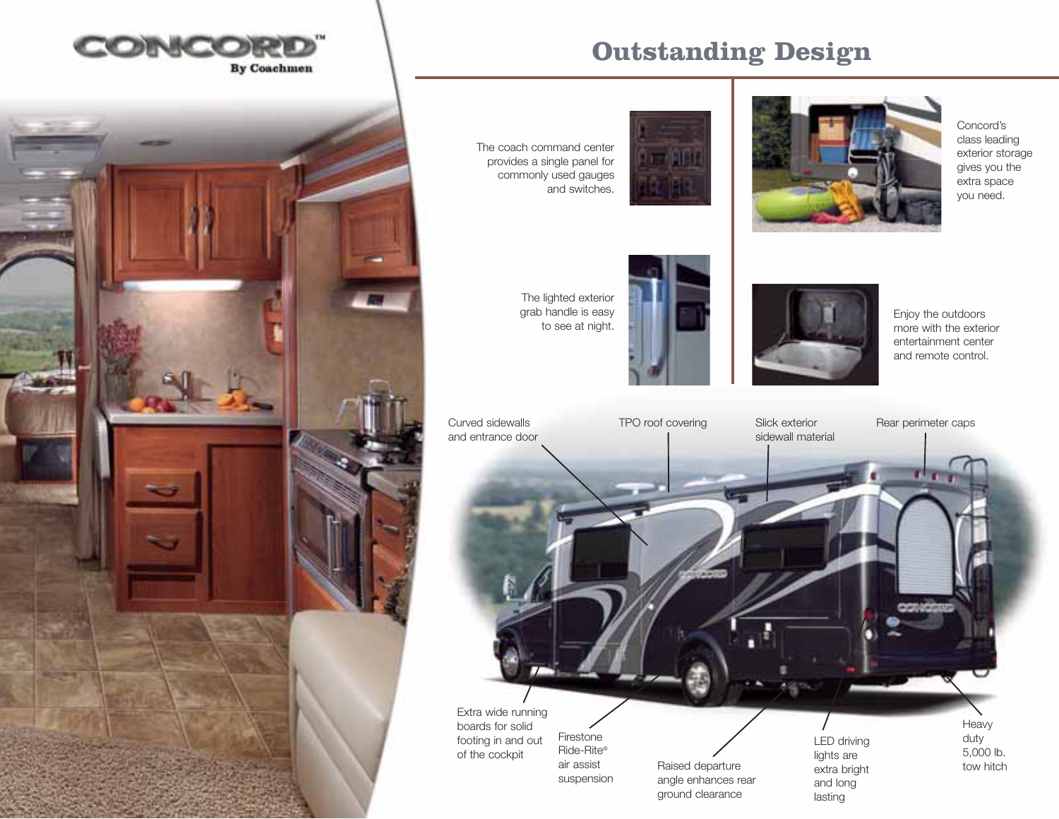CONCORD™
By Coachmen

# Outstanding Design

The coach command center provides a single panel for commonly used gauges and switches.

The lighted exterior grab handle is easy to see at night.

Concord's class leading exterior storage gives you the extra space you need.

Enjoy the outdoors more with the exterior entertainment center and remote control.

Curved sidewalls and entrance door

TPO roof covering

Slick exterior sidewall material

Rear perimeter caps

Extra wide running boards for solid footing in and out of the cockpit

Firestone Ride-Rite® air assist suspension

Raised departure angle enhances rear ground clearance

LED driving lights are extra bright and long lasting

Heavy duty 5,000 lb. tow hitch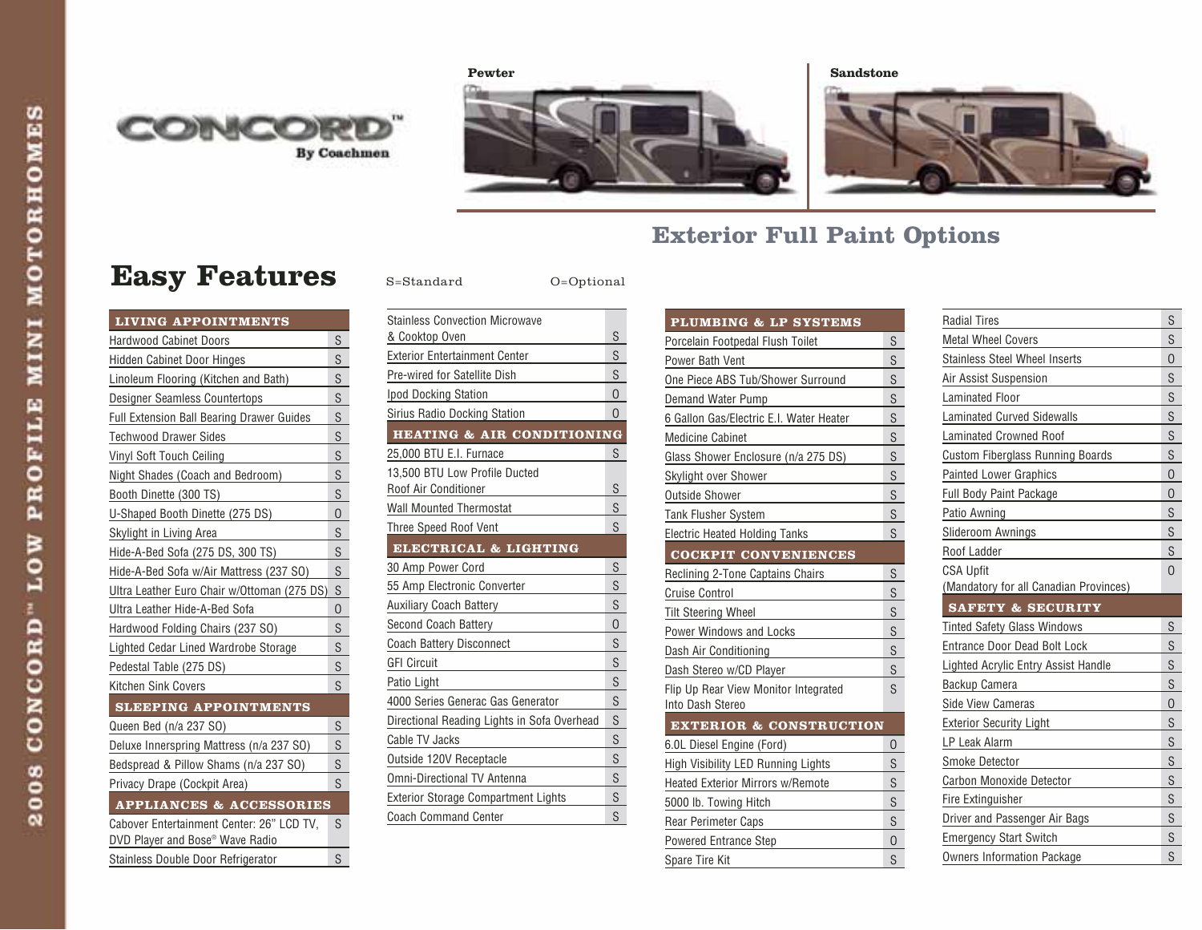CONCORD™ By Coachmen

Pewter

Sandstone

## Exterior Full Paint Options

# Easy Features

S=Standard O=Optional

| LIVING APPOINTMENTS | |
|---|---|
| Hardwood Cabinet Doors | S |
| Hidden Cabinet Door Hinges | S |
| Linoleum Flooring (Kitchen and Bath) | S |
| Designer Seamless Countertops | S |
| Full Extension Ball Bearing Drawer Guides | S |
| Techwood Drawer Sides | S |
| Vinyl Soft Touch Ceiling | S |
| Night Shades (Coach and Bedroom) | S |
| Booth Dinette (300 TS) | S |
| U-Shaped Booth Dinette (275 DS) | O |
| Skylight in Living Area | S |
| Hide-A-Bed Sofa (275 DS, 300 TS) | S |
| Hide-A-Bed Sofa w/Air Mattress (237 SO) | S |
| Ultra Leather Euro Chair w/Ottoman (275 DS) | S |
| Ultra Leather Hide-A-Bed Sofa | O |
| Hardwood Folding Chairs (237 SO) | S |
| Lighted Cedar Lined Wardrobe Storage | S |
| Pedestal Table (275 DS) | S |
| Kitchen Sink Covers | S |

| SLEEPING APPOINTMENTS | |
|---|---|
| Queen Bed (n/a 237 SO) | S |
| Deluxe Innerspring Mattress (n/a 237 SO) | S |
| Bedspread & Pillow Shams (n/a 237 SO) | S |
| Privacy Drape (Cockpit Area) | S |

| APPLIANCES & ACCESSORIES | |
|---|---|
| Cabover Entertainment Center: 26" LCD TV, DVD Player and Bose® Wave Radio | S |
| Stainless Double Door Refrigerator | S |
| Stainless Convection Microwave & Cooktop Oven | S |
| Exterior Entertainment Center | S |
| Pre-wired for Satellite Dish | S |
| Ipod Docking Station | O |
| Sirius Radio Docking Station | O |

| HEATING & AIR CONDITIONING | |
|---|---|
| 25,000 BTU E.I. Furnace | S |
| 13,500 BTU Low Profile Ducted Roof Air Conditioner | S |
| Wall Mounted Thermostat | S |
| Three Speed Roof Vent | S |

| ELECTRICAL & LIGHTING | |
|---|---|
| 30 Amp Power Cord | S |
| 55 Amp Electronic Converter | S |
| Auxiliary Coach Battery | S |
| Second Coach Battery | O |
| Coach Battery Disconnect | S |
| GFI Circuit | S |
| Patio Light | S |
| 4000 Series Generac Gas Generator | S |
| Directional Reading Lights in Sofa Overhead | S |
| Cable TV Jacks | S |
| Outside 120V Receptacle | S |
| Omni-Directional TV Antenna | S |
| Exterior Storage Compartment Lights | S |
| Coach Command Center | S |

| PLUMBING & LP SYSTEMS | |
|---|---|
| Porcelain Footpedal Flush Toilet | S |
| Power Bath Vent | S |
| One Piece ABS Tub/Shower Surround | S |
| Demand Water Pump | S |
| 6 Gallon Gas/Electric E.I. Water Heater | S |
| Medicine Cabinet | S |
| Glass Shower Enclosure (n/a 275 DS) | S |
| Skylight over Shower | S |
| Outside Shower | S |
| Tank Flusher System | S |
| Electric Heated Holding Tanks | S |

| COCKPIT CONVENIENCES | |
|---|---|
| Reclining 2-Tone Captains Chairs | S |
| Cruise Control | S |
| Tilt Steering Wheel | S |
| Power Windows and Locks | S |
| Dash Air Conditioning | S |
| Dash Stereo w/CD Player | S |
| Flip Up Rear View Monitor Integrated Into Dash Stereo | S |

| EXTERIOR & CONSTRUCTION | |
|---|---|
| 6.0L Diesel Engine (Ford) | O |
| High Visibility LED Running Lights | S |
| Heated Exterior Mirrors w/Remote | S |
| 5000 lb. Towing Hitch | S |
| Rear Perimeter Caps | S |
| Powered Entrance Step | O |
| Spare Tire Kit | S |
| Radial Tires | S |
| Metal Wheel Covers | S |
| Stainless Steel Wheel Inserts | O |
| Air Assist Suspension | S |
| Laminated Floor | S |
| Laminated Curved Sidewalls | S |
| Laminated Crowned Roof | S |
| Custom Fiberglass Running Boards | S |
| Painted Lower Graphics | O |
| Full Body Paint Package | O |
| Patio Awning | S |
| Slideroom Awnings | S |
| Roof Ladder | S |
| CSA Upfit (Mandatory for all Canadian Provinces) | O |

| SAFETY & SECURITY | |
|---|---|
| Tinted Safety Glass Windows | S |
| Entrance Door Dead Bolt Lock | S |
| Lighted Acrylic Entry Assist Handle | S |
| Backup Camera | S |
| Side View Cameras | O |
| Exterior Security Light | S |
| LP Leak Alarm | S |
| Smoke Detector | S |
| Carbon Monoxide Detector | S |
| Fire Extinguisher | S |
| Driver and Passenger Air Bags | S |
| Emergency Start Switch | S |
| Owners Information Package | S |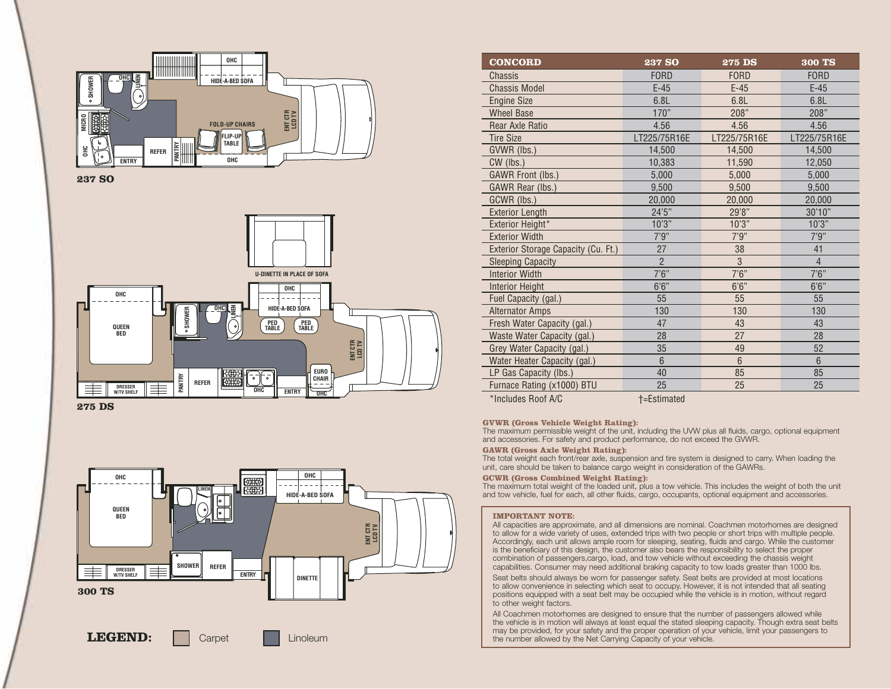237 SO

275 DS

300 TS

**LEGEND:** Carpet Linoleum

| CONCORD | 237 SO | 275 DS | 300 TS |
|---|---|---|---|
| Chassis | FORD | FORD | FORD |
| Chassis Model | E-45 | E-45 | E-45 |
| Engine Size | 6.8L | 6.8L | 6.8L |
| Wheel Base | 170" | 208" | 208" |
| Rear Axle Ratio | 4.56 | 4.56 | 4.56 |
| Tire Size | LT225/75R16E | LT225/75R16E | LT225/75R16E |
| GVWR (lbs.) | 14,500 | 14,500 | 14,500 |
| CW (lbs.) | 10,383 | 11,590 | 12,050 |
| GAWR Front (lbs.) | 5,000 | 5,000 | 5,000 |
| GAWR Rear (lbs.) | 9,500 | 9,500 | 9,500 |
| GCWR (lbs.) | 20,000 | 20,000 | 20,000 |
| Exterior Length | 24'5" | 29'8" | 30'10" |
| Exterior Height* | 10'3" | 10'3" | 10'3" |
| Exterior Width | 7'9" | 7'9" | 7'9" |
| Exterior Storage Capacity (Cu. Ft.) | 27 | 38 | 41 |
| Sleeping Capacity | 2 | 3 | 4 |
| Interior Width | 7'6" | 7'6" | 7'6" |
| Interior Height | 6'6" | 6'6" | 6'6" |
| Fuel Capacity (gal.) | 55 | 55 | 55 |
| Alternator Amps | 130 | 130 | 130 |
| Fresh Water Capacity (gal.) | 47 | 43 | 43 |
| Waste Water Capacity (gal.) | 28 | 27 | 28 |
| Grey Water Capacity (gal.) | 35 | 49 | 52 |
| Water Heater Capacity (gal.) | 6 | 6 | 6 |
| LP Gas Capacity (lbs.) | 40 | 85 | 85 |
| Furnace Rating (x1000) BTU | 25 | 25 | 25 |

*Includes Roof A/C †=Estimated

**GVWR (Gross Vehicle Weight Rating):**
The maximum permissible weight of the unit, including the UVW plus all fluids, cargo, optional equipment and accessories. For safety and product performance, do not exceed the GVWR.

**GAWR (Gross Axle Weight Rating):**
The total weight each front/rear axle, suspension and tire system is designed to carry. When loading the unit, care should be taken to balance cargo weight in consideration of the GAWRs.

**GCWR (Gross Combined Weight Rating):**
The maximum total weight of the loaded unit, plus a tow vehicle. This includes the weight of both the unit and tow vehicle, fuel for each, all other fluids, cargo, occupants, optional equipment and accessories.

**IMPORTANT NOTE:**
All capacities are approximate, and all dimensions are nominal. Coachmen motorhomes are designed to allow for a wide variety of uses, extended trips with two people or short trips with multiple people. Accordingly, each unit allows ample room for sleeping, seating, fluids and cargo. While the customer is the beneficiary of this design, the customer also bears the responsibility to select the proper combination of passengers,cargo, load, and tow vehicle without exceeding the chassis weight capabilities. Consumer may need additional braking capacity to tow loads greater than 1000 lbs.

Seat belts should always be worn for passenger safety. Seat belts are provided at most locations to allow convenience in selecting which seat to occupy. However, it is not intended that all seating positions equipped with a seat belt may be occupied while the vehicle is in motion, without regard to other weight factors.

All Coachmen motorhomes are designed to ensure that the number of passengers allowed while the vehicle is in motion will always at least equal the stated sleeping capacity. Though extra seat belts may be provided, for your safety and the proper operation of your vehicle, limit your passengers to the number allowed by the Net Carrying Capacity of your vehicle.